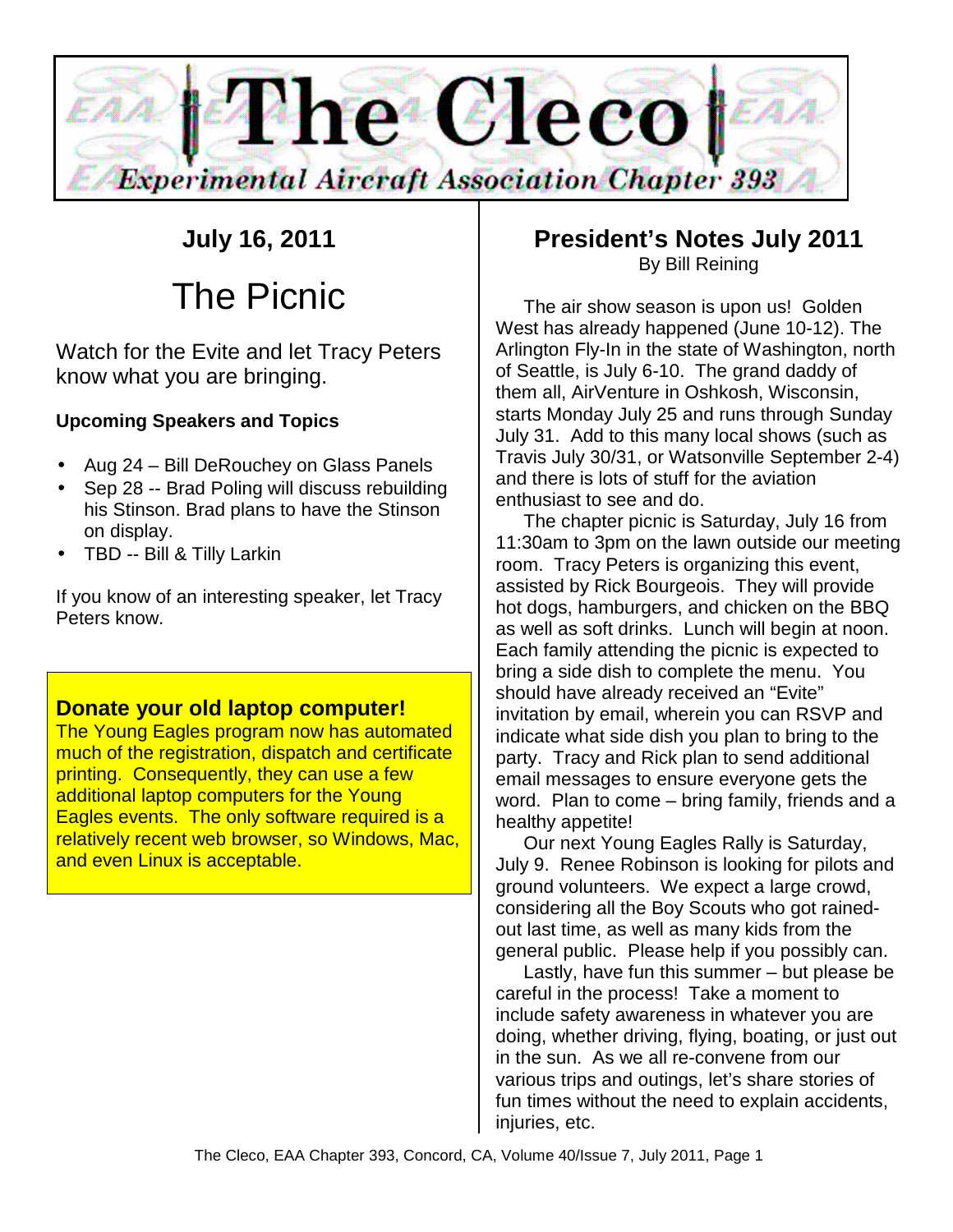# The Cleco

*Experimental Aircraft Association Chapter 393*

## July 16, 2011

# The Picnic

Watch for the Evite and let Tracy Peters know what you are bringing.

**Upcoming Speakers and Topics**

- Aug 24 – Bill DeRouchey on Glass Panels
- Sep 28 -- Brad Poling will discuss rebuilding his Stinson. Brad plans to have the Stinson on display.
- TBD -- Bill & Tilly Larkin

If you know of an interesting speaker, let Tracy Peters know.

### Donate your old laptop computer!

The Young Eagles program now has automated much of the registration, dispatch and certificate printing. Consequently, they can use a few additional laptop computers for the Young Eagles events. The only software required is a relatively recent web browser, so Windows, Mac, and even Linux is acceptable.

## President's Notes July 2011

By Bill Reining

The air show season is upon us! Golden West has already happened (June 10-12). The Arlington Fly-In in the state of Washington, north of Seattle, is July 6-10. The grand daddy of them all, AirVenture in Oshkosh, Wisconsin, starts Monday July 25 and runs through Sunday July 31. Add to this many local shows (such as Travis July 30/31, or Watsonville September 2-4) and there is lots of stuff for the aviation enthusiast to see and do.

The chapter picnic is Saturday, July 16 from 11:30am to 3pm on the lawn outside our meeting room. Tracy Peters is organizing this event, assisted by Rick Bourgeois. They will provide hot dogs, hamburgers, and chicken on the BBQ as well as soft drinks. Lunch will begin at noon. Each family attending the picnic is expected to bring a side dish to complete the menu. You should have already received an "Evite" invitation by email, wherein you can RSVP and indicate what side dish you plan to bring to the party. Tracy and Rick plan to send additional email messages to ensure everyone gets the word. Plan to come – bring family, friends and a healthy appetite!

Our next Young Eagles Rally is Saturday, July 9. Renee Robinson is looking for pilots and ground volunteers. We expect a large crowd, considering all the Boy Scouts who got rained-out last time, as well as many kids from the general public. Please help if you possibly can.

Lastly, have fun this summer – but please be careful in the process! Take a moment to include safety awareness in whatever you are doing, whether driving, flying, boating, or just out in the sun. As we all re-convene from our various trips and outings, let's share stories of fun times without the need to explain accidents, injuries, etc.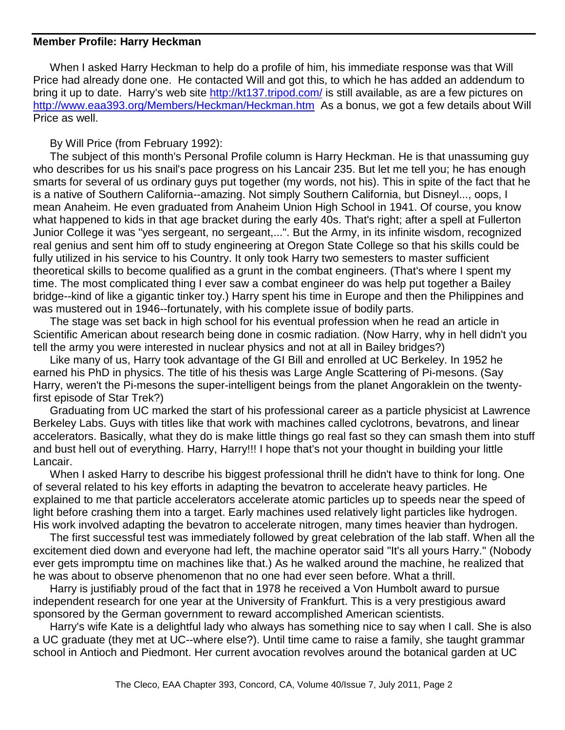## Member Profile: Harry Heckman

When I asked Harry Heckman to help do a profile of him, his immediate response was that Will Price had already done one. He contacted Will and got this, to which he has added an addendum to bring it up to date. Harry's web site http://kt137.tripod.com/ is still available, as are a few pictures on http://www.eaa393.org/Members/Heckman/Heckman.htm As a bonus, we got a few details about Will Price as well.

By Will Price (from February 1992):

The subject of this month's Personal Profile column is Harry Heckman. He is that unassuming guy who describes for us his snail's pace progress on his Lancair 235. But let me tell you; he has enough smarts for several of us ordinary guys put together (my words, not his). This in spite of the fact that he is a native of Southern California--amazing. Not simply Southern California, but Disneyl..., oops, I mean Anaheim. He even graduated from Anaheim Union High School in 1941. Of course, you know what happened to kids in that age bracket during the early 40s. That's right; after a spell at Fullerton Junior College it was "yes sergeant, no sergeant,...". But the Army, in its infinite wisdom, recognized real genius and sent him off to study engineering at Oregon State College so that his skills could be fully utilized in his service to his Country. It only took Harry two semesters to master sufficient theoretical skills to become qualified as a grunt in the combat engineers. (That's where I spent my time. The most complicated thing I ever saw a combat engineer do was help put together a Bailey bridge--kind of like a gigantic tinker toy.) Harry spent his time in Europe and then the Philippines and was mustered out in 1946--fortunately, with his complete issue of bodily parts.

The stage was set back in high school for his eventual profession when he read an article in Scientific American about research being done in cosmic radiation. (Now Harry, why in hell didn't you tell the army you were interested in nuclear physics and not at all in Bailey bridges?)

Like many of us, Harry took advantage of the GI Bill and enrolled at UC Berkeley. In 1952 he earned his PhD in physics. The title of his thesis was Large Angle Scattering of Pi-mesons. (Say Harry, weren't the Pi-mesons the super-intelligent beings from the planet Angoraklein on the twenty-first episode of Star Trek?)

Graduating from UC marked the start of his professional career as a particle physicist at Lawrence Berkeley Labs. Guys with titles like that work with machines called cyclotrons, bevatrons, and linear accelerators. Basically, what they do is make little things go real fast so they can smash them into stuff and bust hell out of everything. Harry, Harry!!! I hope that's not your thought in building your little Lancair.

When I asked Harry to describe his biggest professional thrill he didn't have to think for long. One of several related to his key efforts in adapting the bevatron to accelerate heavy particles. He explained to me that particle accelerators accelerate atomic particles up to speeds near the speed of light before crashing them into a target. Early machines used relatively light particles like hydrogen. His work involved adapting the bevatron to accelerate nitrogen, many times heavier than hydrogen.

The first successful test was immediately followed by great celebration of the lab staff. When all the excitement died down and everyone had left, the machine operator said "It's all yours Harry." (Nobody ever gets impromptu time on machines like that.) As he walked around the machine, he realized that he was about to observe phenomenon that no one had ever seen before. What a thrill.

Harry is justifiably proud of the fact that in 1978 he received a Von Humbolt award to pursue independent research for one year at the University of Frankfurt. This is a very prestigious award sponsored by the German government to reward accomplished American scientists.

Harry's wife Kate is a delightful lady who always has something nice to say when I call. She is also a UC graduate (they met at UC--where else?). Until time came to raise a family, she taught grammar school in Antioch and Piedmont. Her current avocation revolves around the botanical garden at UC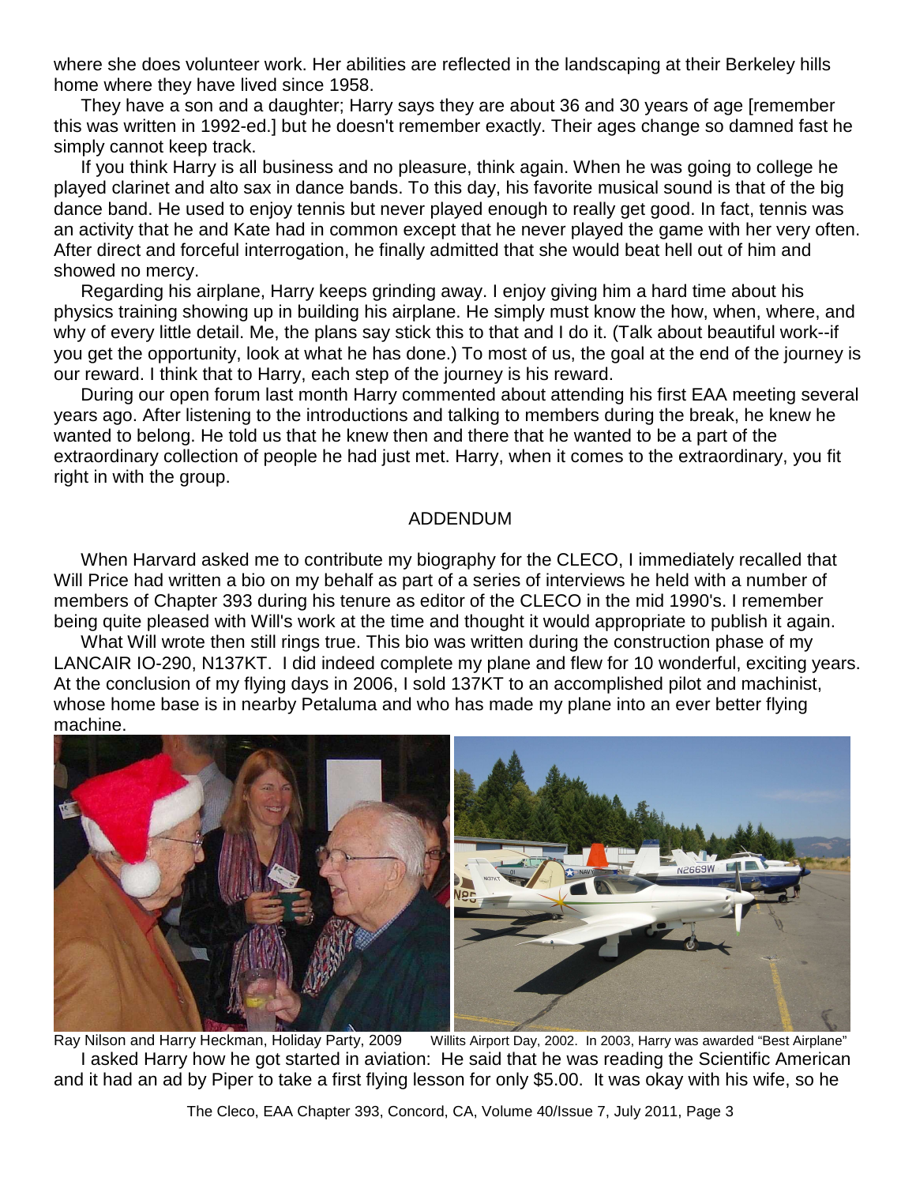where she does volunteer work. Her abilities are reflected in the landscaping at their Berkeley hills home where they have lived since 1958.

They have a son and a daughter; Harry says they are about 36 and 30 years of age [remember this was written in 1992-ed.] but he doesn't remember exactly. Their ages change so damned fast he simply cannot keep track.

If you think Harry is all business and no pleasure, think again. When he was going to college he played clarinet and alto sax in dance bands. To this day, his favorite musical sound is that of the big dance band. He used to enjoy tennis but never played enough to really get good. In fact, tennis was an activity that he and Kate had in common except that he never played the game with her very often. After direct and forceful interrogation, he finally admitted that she would beat hell out of him and showed no mercy.

Regarding his airplane, Harry keeps grinding away. I enjoy giving him a hard time about his physics training showing up in building his airplane. He simply must know the how, when, where, and why of every little detail. Me, the plans say stick this to that and I do it. (Talk about beautiful work--if you get the opportunity, look at what he has done.) To most of us, the goal at the end of the journey is our reward. I think that to Harry, each step of the journey is his reward.

During our open forum last month Harry commented about attending his first EAA meeting several years ago. After listening to the introductions and talking to members during the break, he knew he wanted to belong. He told us that he knew then and there that he wanted to be a part of the extraordinary collection of people he had just met. Harry, when it comes to the extraordinary, you fit right in with the group.

## ADDENDUM

When Harvard asked me to contribute my biography for the CLECO, I immediately recalled that Will Price had written a bio on my behalf as part of a series of interviews he held with a number of members of Chapter 393 during his tenure as editor of the CLECO in the mid 1990's. I remember being quite pleased with Will's work at the time and thought it would appropriate to publish it again.

What Will wrote then still rings true. This bio was written during the construction phase of my LANCAIR IO-290, N137KT. I did indeed complete my plane and flew for 10 wonderful, exciting years. At the conclusion of my flying days in 2006, I sold 137KT to an accomplished pilot and machinist, whose home base is in nearby Petaluma and who has made my plane into an ever better flying machine.

Ray Nilson and Harry Heckman, Holiday Party, 2009

Willits Airport Day, 2002. In 2003, Harry was awarded "Best Airplane"

I asked Harry how he got started in aviation: He said that he was reading the Scientific American and it had an ad by Piper to take a first flying lesson for only $5.00. It was okay with his wife, so he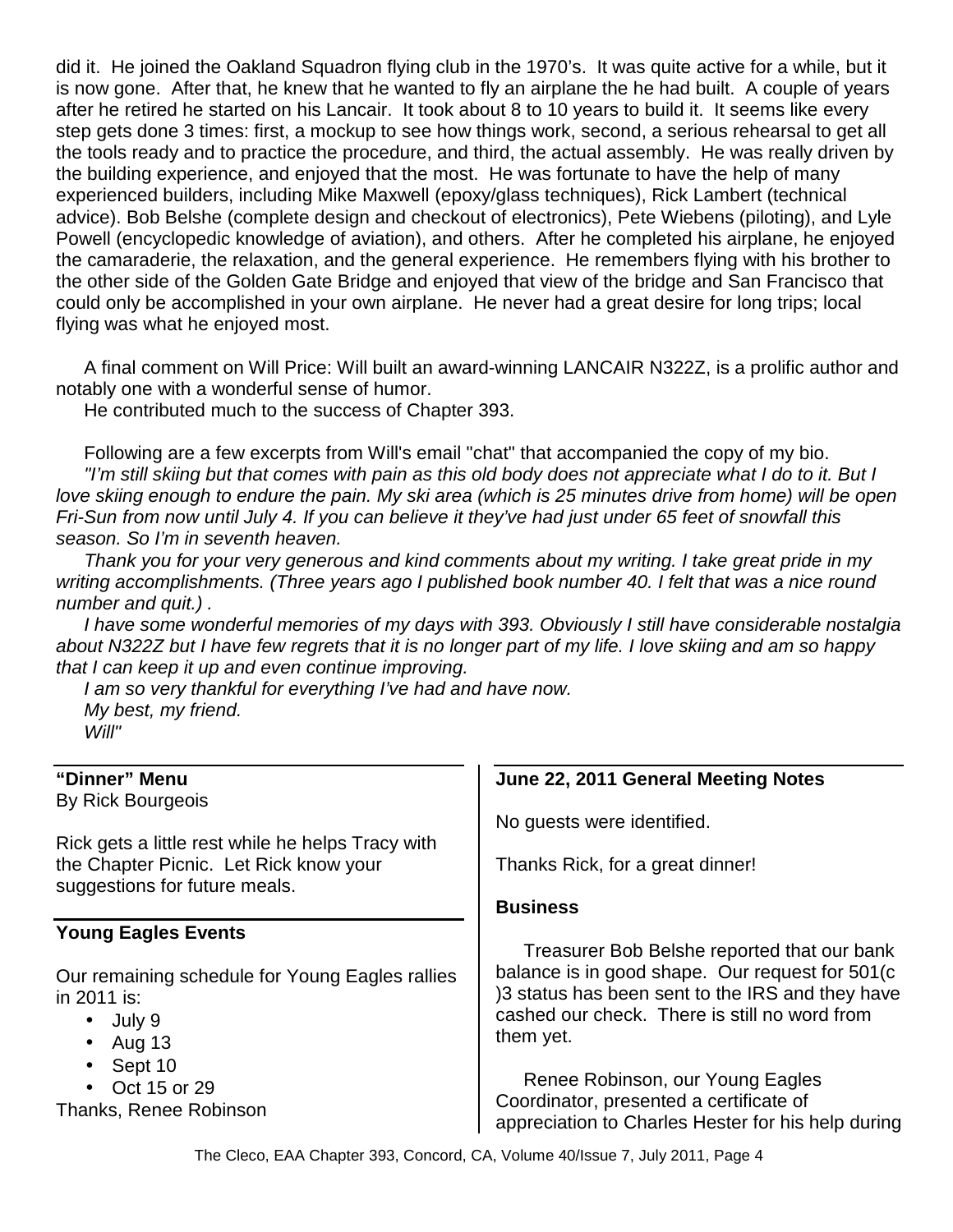did it. He joined the Oakland Squadron flying club in the 1970's. It was quite active for a while, but it is now gone. After that, he knew that he wanted to fly an airplane the he had built. A couple of years after he retired he started on his Lancair. It took about 8 to 10 years to build it. It seems like every step gets done 3 times: first, a mockup to see how things work, second, a serious rehearsal to get all the tools ready and to practice the procedure, and third, the actual assembly. He was really driven by the building experience, and enjoyed that the most. He was fortunate to have the help of many experienced builders, including Mike Maxwell (epoxy/glass techniques), Rick Lambert (technical advice). Bob Belshe (complete design and checkout of electronics), Pete Wiebens (piloting), and Lyle Powell (encyclopedic knowledge of aviation), and others. After he completed his airplane, he enjoyed the camaraderie, the relaxation, and the general experience. He remembers flying with his brother to the other side of the Golden Gate Bridge and enjoyed that view of the bridge and San Francisco that could only be accomplished in your own airplane. He never had a great desire for long trips; local flying was what he enjoyed most.

A final comment on Will Price: Will built an award-winning LANCAIR N322Z, is a prolific author and notably one with a wonderful sense of humor.
He contributed much to the success of Chapter 393.

Following are a few excerpts from Will's email "chat" that accompanied the copy of my bio.
*"I'm still skiing but that comes with pain as this old body does not appreciate what I do to it. But I love skiing enough to endure the pain. My ski area (which is 25 minutes drive from home) will be open Fri-Sun from now until July 4. If you can believe it they've had just under 65 feet of snowfall this season. So I'm in seventh heaven.*
*Thank you for your very generous and kind comments about my writing. I take great pride in my writing accomplishments. (Three years ago I published book number 40. I felt that was a nice round number and quit.) .*
*I have some wonderful memories of my days with 393. Obviously I still have considerable nostalgia about N322Z but I have few regrets that it is no longer part of my life. I love skiing and am so happy that I can keep it up and even continue improving.*
*I am so very thankful for everything I've had and have now.*
*My best, my friend.*
*Will"*

**"Dinner" Menu**
By Rick Bourgeois

Rick gets a little rest while he helps Tracy with the Chapter Picnic. Let Rick know your suggestions for future meals.

**Young Eagles Events**

Our remaining schedule for Young Eagles rallies in 2011 is:

- July 9
- Aug 13
- Sept 10
- Oct 15 or 29

Thanks, Renee Robinson

**June 22, 2011 General Meeting Notes**

No guests were identified.

Thanks Rick, for a great dinner!

**Business**

Treasurer Bob Belshe reported that our bank balance is in good shape. Our request for 501(c )3 status has been sent to the IRS and they have cashed our check. There is still no word from them yet.

Renee Robinson, our Young Eagles Coordinator, presented a certificate of appreciation to Charles Hester for his help during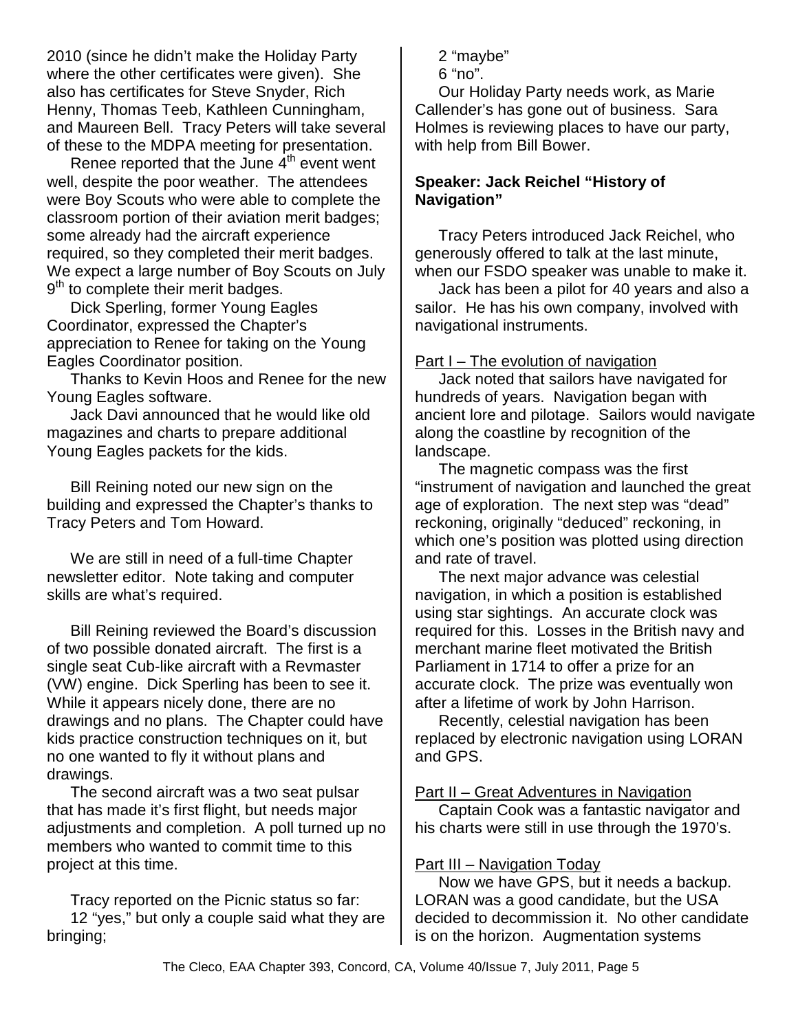2010 (since he didn't make the Holiday Party where the other certificates were given). She also has certificates for Steve Snyder, Rich Henny, Thomas Teeb, Kathleen Cunningham, and Maureen Bell. Tracy Peters will take several of these to the MDPA meeting for presentation.

Renee reported that the June 4th event went well, despite the poor weather. The attendees were Boy Scouts who were able to complete the classroom portion of their aviation merit badges; some already had the aircraft experience required, so they completed their merit badges. We expect a large number of Boy Scouts on July 9th to complete their merit badges.

Dick Sperling, former Young Eagles Coordinator, expressed the Chapter's appreciation to Renee for taking on the Young Eagles Coordinator position.

Thanks to Kevin Hoos and Renee for the new Young Eagles software.

Jack Davi announced that he would like old magazines and charts to prepare additional Young Eagles packets for the kids.

Bill Reining noted our new sign on the building and expressed the Chapter's thanks to Tracy Peters and Tom Howard.

We are still in need of a full-time Chapter newsletter editor. Note taking and computer skills are what's required.

Bill Reining reviewed the Board's discussion of two possible donated aircraft. The first is a single seat Cub-like aircraft with a Revmaster (VW) engine. Dick Sperling has been to see it. While it appears nicely done, there are no drawings and no plans. The Chapter could have kids practice construction techniques on it, but no one wanted to fly it without plans and drawings.

The second aircraft was a two seat pulsar that has made it's first flight, but needs major adjustments and completion. A poll turned up no members who wanted to commit time to this project at this time.

Tracy reported on the Picnic status so far:
12 "yes," but only a couple said what they are bringing;
2 "maybe"
6 "no".

Our Holiday Party needs work, as Marie Callender's has gone out of business. Sara Holmes is reviewing places to have our party, with help from Bill Bower.

**Speaker: Jack Reichel "History of Navigation"**

Tracy Peters introduced Jack Reichel, who generously offered to talk at the last minute, when our FSDO speaker was unable to make it.

Jack has been a pilot for 40 years and also a sailor. He has his own company, involved with navigational instruments.

Part I – The evolution of navigation

Jack noted that sailors have navigated for hundreds of years. Navigation began with ancient lore and pilotage. Sailors would navigate along the coastline by recognition of the landscape.

The magnetic compass was the first "instrument of navigation and launched the great age of exploration. The next step was "dead" reckoning, originally "deduced" reckoning, in which one's position was plotted using direction and rate of travel.

The next major advance was celestial navigation, in which a position is established using star sightings. An accurate clock was required for this. Losses in the British navy and merchant marine fleet motivated the British Parliament in 1714 to offer a prize for an accurate clock. The prize was eventually won after a lifetime of work by John Harrison.

Recently, celestial navigation has been replaced by electronic navigation using LORAN and GPS.

Part II – Great Adventures in Navigation

Captain Cook was a fantastic navigator and his charts were still in use through the 1970's.

Part III – Navigation Today

Now we have GPS, but it needs a backup. LORAN was a good candidate, but the USA decided to decommission it. No other candidate is on the horizon. Augmentation systems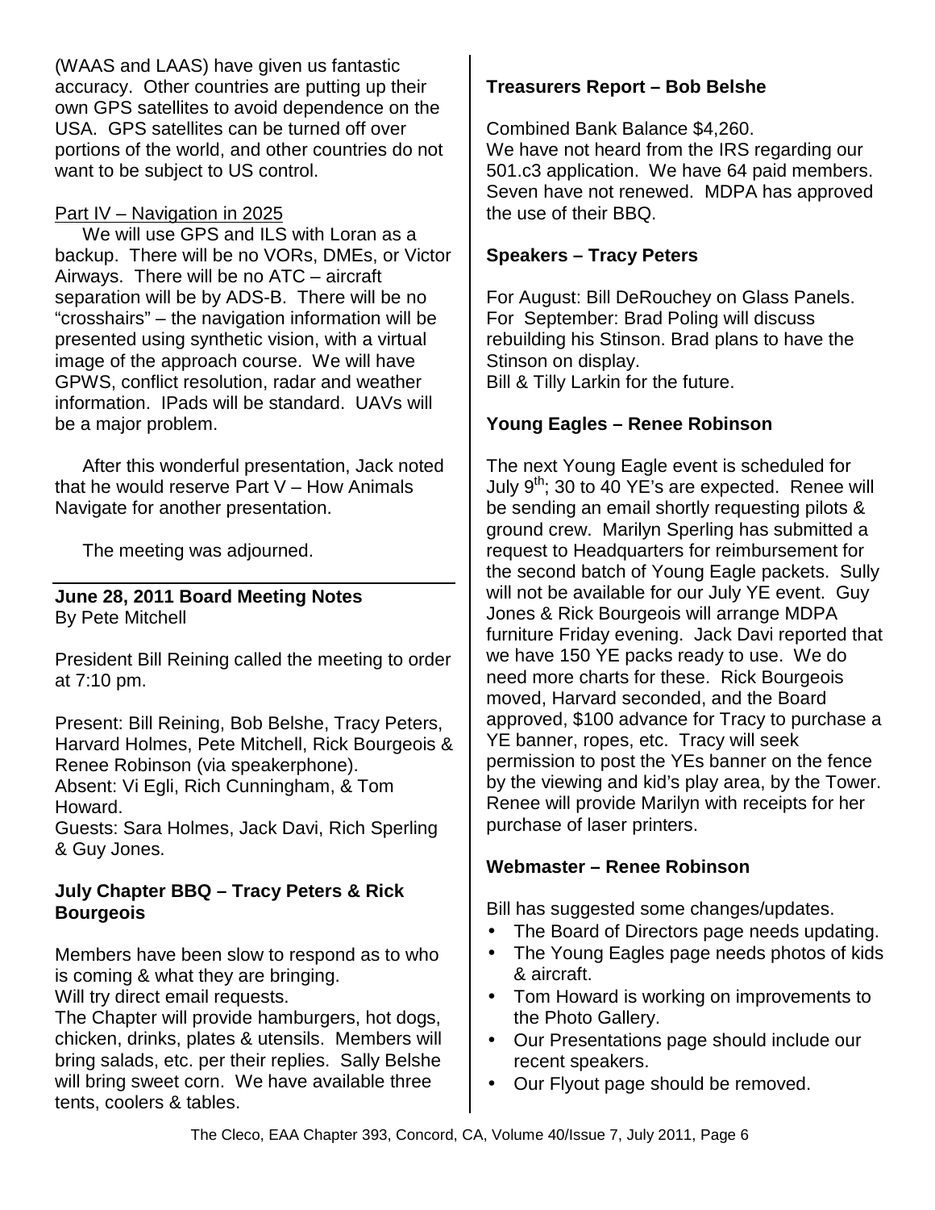(WAAS and LAAS) have given us fantastic accuracy. Other countries are putting up their own GPS satellites to avoid dependence on the USA. GPS satellites can be turned off over portions of the world, and other countries do not want to be subject to US control.

Part IV – Navigation in 2025

We will use GPS and ILS with Loran as a backup. There will be no VORs, DMEs, or Victor Airways. There will be no ATC – aircraft separation will be by ADS-B. There will be no "crosshairs" – the navigation information will be presented using synthetic vision, with a virtual image of the approach course. We will have GPWS, conflict resolution, radar and weather information. IPads will be standard. UAVs will be a major problem.

After this wonderful presentation, Jack noted that he would reserve Part V – How Animals Navigate for another presentation.

The meeting was adjourned.

---

## June 28, 2011 Board Meeting Notes

By Pete Mitchell

President Bill Reining called the meeting to order at 7:10 pm.

Present: Bill Reining, Bob Belshe, Tracy Peters, Harvard Holmes, Pete Mitchell, Rick Bourgeois & Renee Robinson (via speakerphone).
Absent: Vi Egli, Rich Cunningham, & Tom Howard.
Guests: Sara Holmes, Jack Davi, Rich Sperling & Guy Jones.

### July Chapter BBQ – Tracy Peters & Rick Bourgeois

Members have been slow to respond as to who is coming & what they are bringing.
Will try direct email requests.
The Chapter will provide hamburgers, hot dogs, chicken, drinks, plates & utensils. Members will bring salads, etc. per their replies. Sally Belshe will bring sweet corn. We have available three tents, coolers & tables.

### Treasurers Report – Bob Belshe

Combined Bank Balance $4,260.
We have not heard from the IRS regarding our 501.c3 application. We have 64 paid members. Seven have not renewed. MDPA has approved the use of their BBQ.

### Speakers – Tracy Peters

For August: Bill DeRouchey on Glass Panels.
For September: Brad Poling will discuss rebuilding his Stinson. Brad plans to have the Stinson on display.
Bill & Tilly Larkin for the future.

### Young Eagles – Renee Robinson

The next Young Eagle event is scheduled for July 9th; 30 to 40 YE's are expected. Renee will be sending an email shortly requesting pilots & ground crew. Marilyn Sperling has submitted a request to Headquarters for reimbursement for the second batch of Young Eagle packets. Sully will not be available for our July YE event. Guy Jones & Rick Bourgeois will arrange MDPA furniture Friday evening. Jack Davi reported that we have 150 YE packs ready to use. We do need more charts for these. Rick Bourgeois moved, Harvard seconded, and the Board approved, $100 advance for Tracy to purchase a YE banner, ropes, etc. Tracy will seek permission to post the YEs banner on the fence by the viewing and kid's play area, by the Tower. Renee will provide Marilyn with receipts for her purchase of laser printers.

### Webmaster – Renee Robinson

Bill has suggested some changes/updates.

- The Board of Directors page needs updating.
- The Young Eagles page needs photos of kids & aircraft.
- Tom Howard is working on improvements to the Photo Gallery.
- Our Presentations page should include our recent speakers.
- Our Flyout page should be removed.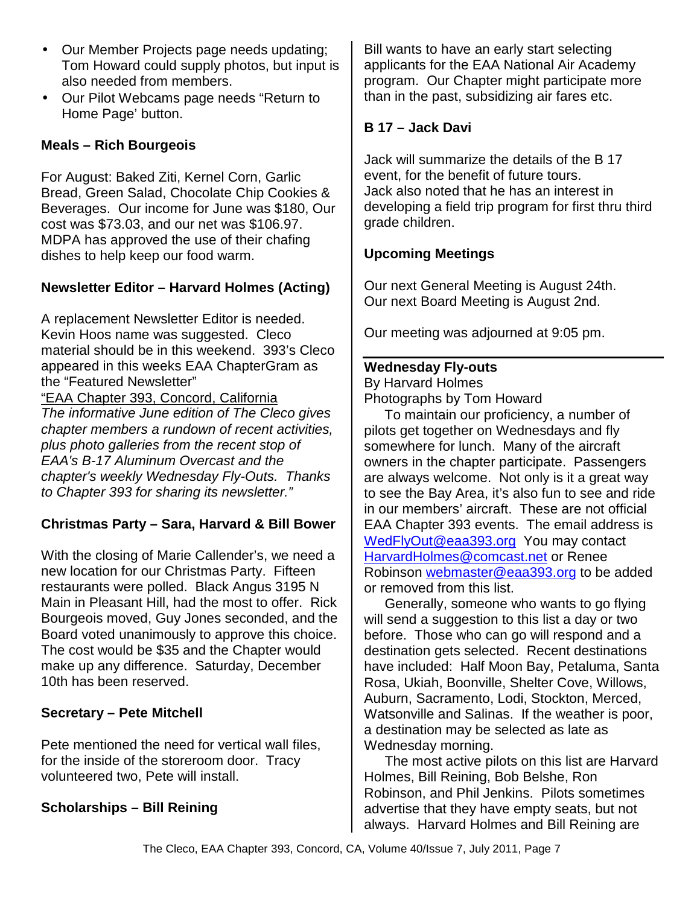- Our Member Projects page needs updating; Tom Howard could supply photos, but input is also needed from members.
- Our Pilot Webcams page needs "Return to Home Page' button.

**Meals – Rich Bourgeois**

For August: Baked Ziti, Kernel Corn, Garlic Bread, Green Salad, Chocolate Chip Cookies & Beverages. Our income for June was $180, Our cost was $73.03, and our net was $106.97. MDPA has approved the use of their chafing dishes to help keep our food warm.

**Newsletter Editor – Harvard Holmes (Acting)**

A replacement Newsletter Editor is needed. Kevin Hoos name was suggested. Cleco material should be in this weekend. 393's Cleco appeared in this weeks EAA ChapterGram as the "Featured Newsletter"

"EAA Chapter 393, Concord, California
*The informative June edition of The Cleco gives chapter members a rundown of recent activities, plus photo galleries from the recent stop of EAA's B-17 Aluminum Overcast and the chapter's weekly Wednesday Fly-Outs. Thanks to Chapter 393 for sharing its newsletter."*

**Christmas Party – Sara, Harvard & Bill Bower**

With the closing of Marie Callender's, we need a new location for our Christmas Party. Fifteen restaurants were polled. Black Angus 3195 N Main in Pleasant Hill, had the most to offer. Rick Bourgeois moved, Guy Jones seconded, and the Board voted unanimously to approve this choice. The cost would be $35 and the Chapter would make up any difference. Saturday, December 10th has been reserved.

**Secretary – Pete Mitchell**

Pete mentioned the need for vertical wall files, for the inside of the storeroom door. Tracy volunteered two, Pete will install.

**Scholarships – Bill Reining**

Bill wants to have an early start selecting applicants for the EAA National Air Academy program. Our Chapter might participate more than in the past, subsidizing air fares etc.

**B 17 – Jack Davi**

Jack will summarize the details of the B 17 event, for the benefit of future tours.
Jack also noted that he has an interest in developing a field trip program for first thru third grade children.

**Upcoming Meetings**

Our next General Meeting is August 24th.
Our next Board Meeting is August 2nd.

Our meeting was adjourned at 9:05 pm.

---

**Wednesday Fly-outs**
By Harvard Holmes
Photographs by Tom Howard

To maintain our proficiency, a number of pilots get together on Wednesdays and fly somewhere for lunch. Many of the aircraft owners in the chapter participate. Passengers are always welcome. Not only is it a great way to see the Bay Area, it's also fun to see and ride in our members' aircraft. These are not official EAA Chapter 393 events. The email address is WedFlyOut@eaa393.org You may contact HarvardHolmes@comcast.net or Renee Robinson webmaster@eaa393.org to be added or removed from this list.

Generally, someone who wants to go flying will send a suggestion to this list a day or two before. Those who can go will respond and a destination gets selected. Recent destinations have included: Half Moon Bay, Petaluma, Santa Rosa, Ukiah, Boonville, Shelter Cove, Willows, Auburn, Sacramento, Lodi, Stockton, Merced, Watsonville and Salinas. If the weather is poor, a destination may be selected as late as Wednesday morning.

The most active pilots on this list are Harvard Holmes, Bill Reining, Bob Belshe, Ron Robinson, and Phil Jenkins. Pilots sometimes advertise that they have empty seats, but not always. Harvard Holmes and Bill Reining are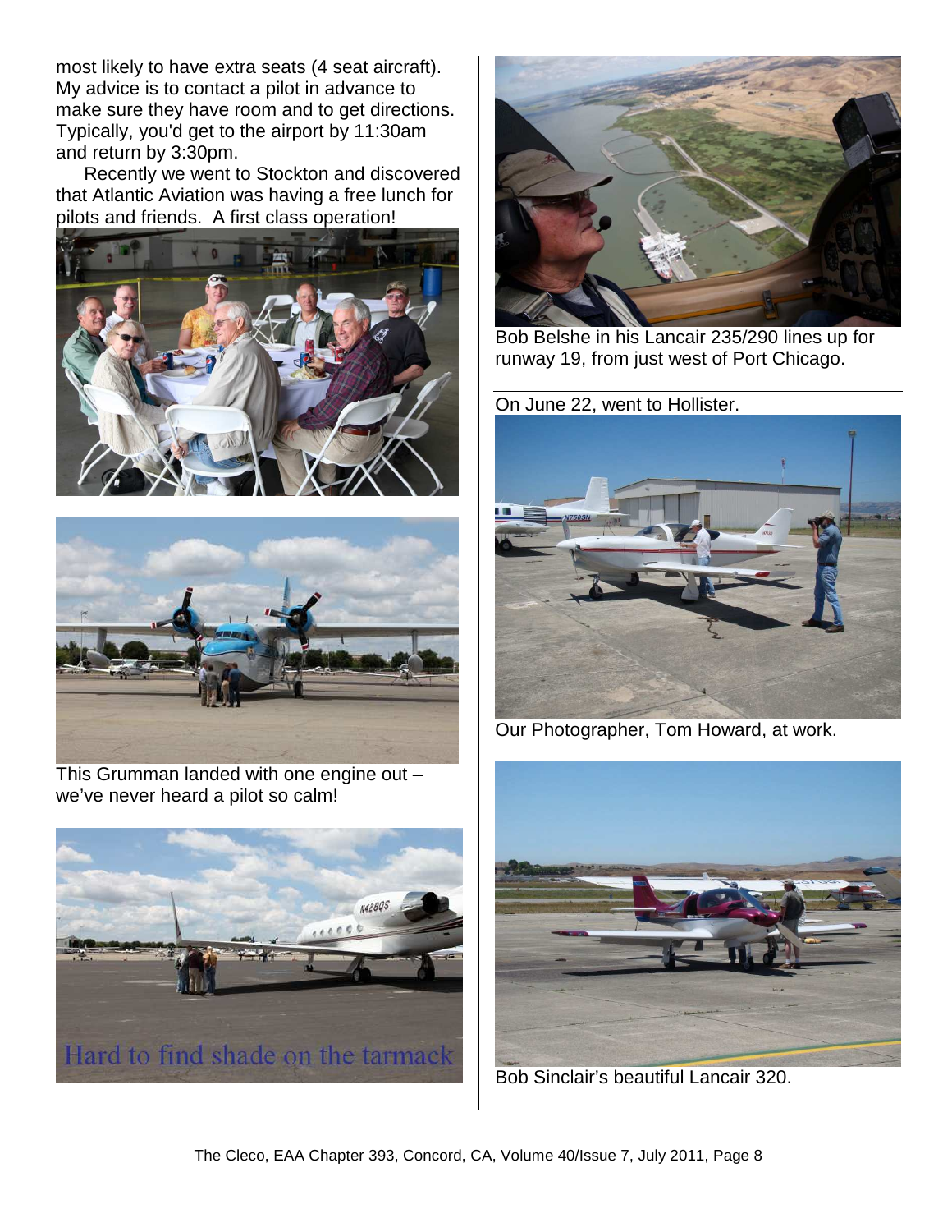most likely to have extra seats (4 seat aircraft). My advice is to contact a pilot in advance to make sure they have room and to get directions. Typically, you'd get to the airport by 11:30am and return by 3:30pm.

Recently we went to Stockton and discovered that Atlantic Aviation was having a free lunch for pilots and friends. A first class operation!

This Grumman landed with one engine out – we've never heard a pilot so calm!

Hard to find shade on the tarmack

Bob Belshe in his Lancair 235/290 lines up for runway 19, from just west of Port Chicago.

On June 22, went to Hollister.

Our Photographer, Tom Howard, at work.

Bob Sinclair's beautiful Lancair 320.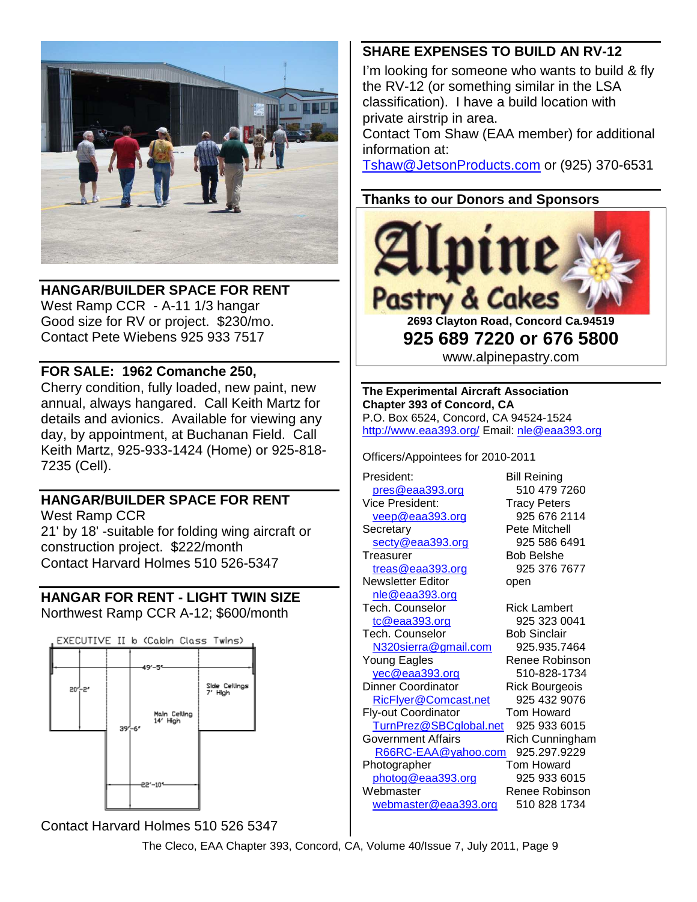## HANGAR/BUILDER SPACE FOR RENT

West Ramp CCR - A-11 1/3 hangar
Good size for RV or project. $230/mo.
Contact Pete Wiebens 925 933 7517

## FOR SALE: 1962 Comanche 250,

Cherry condition, fully loaded, new paint, new annual, always hangared. Call Keith Martz for details and avionics. Available for viewing any day, by appointment, at Buchanan Field. Call Keith Martz, 925-933-1424 (Home) or 925-818-7235 (Cell).

## HANGAR/BUILDER SPACE FOR RENT

West Ramp CCR
21' by 18' -suitable for folding wing aircraft or construction project. $222/month
Contact Harvard Holmes 510 526-5347

## HANGAR FOR RENT - LIGHT TWIN SIZE

Northwest Ramp CCR A-12; $600/month

EXECUTIVE II b (Cabin Class Twins)

49'-5" · 20'-2" · Side Ceilings 7' High · Main Ceiling 14' High · 39'-6" · 22'-10"

Contact Harvard Holmes 510 526 5347

## SHARE EXPENSES TO BUILD AN RV-12

I'm looking for someone who wants to build & fly the RV-12 (or something similar in the LSA classification). I have a build location with private airstrip in area.
Contact Tom Shaw (EAA member) for additional information at:
Tshaw@JetsonProducts.com or (925) 370-6531

## Thanks to our Donors and Sponsors

**Alpine Pastry & Cakes**
**2693 Clayton Road, Concord Ca.94519**
**925 689 7220 or 676 5800**
www.alpinepastry.com

**The Experimental Aircraft Association**
**Chapter 393 of Concord, CA**
P.O. Box 6524, Concord, CA 94524-1524
http://www.eaa393.org/ Email: nle@eaa393.org

Officers/Appointees for 2010-2011

| Position | Name / Phone |
|---|---|
| President: pres@eaa393.org | Bill Reining 510 479 7260 |
| Vice President: veep@eaa393.org | Tracy Peters 925 676 2114 |
| Secretary secty@eaa393.org | Pete Mitchell 925 586 6491 |
| Treasurer treas@eaa393.org | Bob Belshe 925 376 7677 |
| Newsletter Editor nle@eaa393.org | open |
| Tech. Counselor tc@eaa393.org | Rick Lambert 925 323 0041 |
| Tech. Counselor N320sierra@gmail.com | Bob Sinclair 925.935.7464 |
| Young Eagles yec@eaa393.org | Renee Robinson 510-828-1734 |
| Dinner Coordinator RicFlyer@Comcast.net | Rick Bourgeois 925 432 9076 |
| Fly-out Coordinator TurnPrez@SBCglobal.net | Tom Howard 925 933 6015 |
| Government Affairs R66RC-EAA@yahoo.com | Rich Cunningham 925.297.9229 |
| Photographer photog@eaa393.org | Tom Howard 925 933 6015 |
| Webmaster webmaster@eaa393.org | Renee Robinson 510 828 1734 |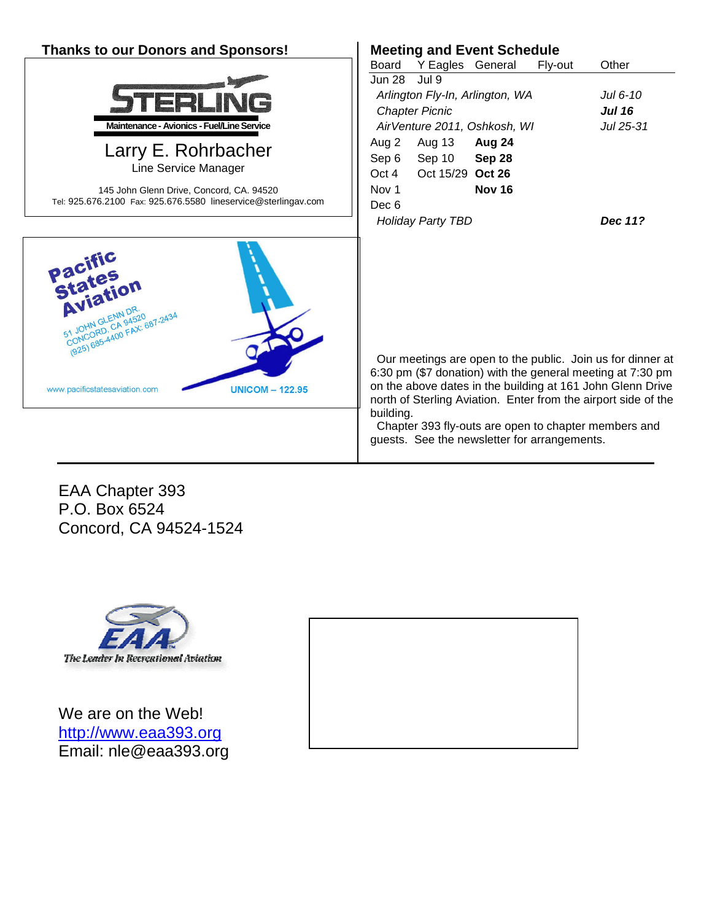## Thanks to our Donors and Sponsors!

STERLING

Maintenance - Avionics - Fuel/Line Service

Larry E. Rohrbacher

Line Service Manager

145 John Glenn Drive, Concord, CA. 94520

Tel: 925.676.2100 Fax: 925.676.5580 lineservice@sterlingav.com

Pacific States Aviation

51 JOHN GLENN DR.
CONCORD, CA 94520
(925) 685-4400 FAX: 687-2434

www.pacificstatesaviation.com

UNICOM – 122.95

## Meeting and Event Schedule

| Board | Y Eagles | General | Fly-out | Other |
|---|---|---|---|---|
| Jun 28 | Jul 9 | | | |
| *Arlington Fly-In, Arlington, WA* | | | | *Jul 6-10* |
| *Chapter Picnic* | | | | ***Jul 16*** |
| *AirVenture 2011, Oshkosh, WI* | | | | *Jul 25-31* |
| Aug 2 | Aug 13 | **Aug 24** | | |
| Sep 6 | Sep 10 | **Sep 28** | | |
| Oct 4 | Oct 15/29 | **Oct 26** | | |
| Nov 1 | | **Nov 16** | | |
| Dec 6 | | | | |
| *Holiday Party TBD* | | | | ***Dec 11?*** |

Our meetings are open to the public. Join us for dinner at 6:30 pm ($7 donation) with the general meeting at 7:30 pm on the above dates in the building at 161 John Glenn Drive north of Sterling Aviation. Enter from the airport side of the building.

Chapter 393 fly-outs are open to chapter members and guests. See the newsletter for arrangements.

EAA Chapter 393
P.O. Box 6524
Concord, CA 94524-1524

EAA

The Leader In Recreational Aviation

We are on the Web!
[http://www.eaa393.org](http://www.eaa393.org)
Email: nle@eaa393.org